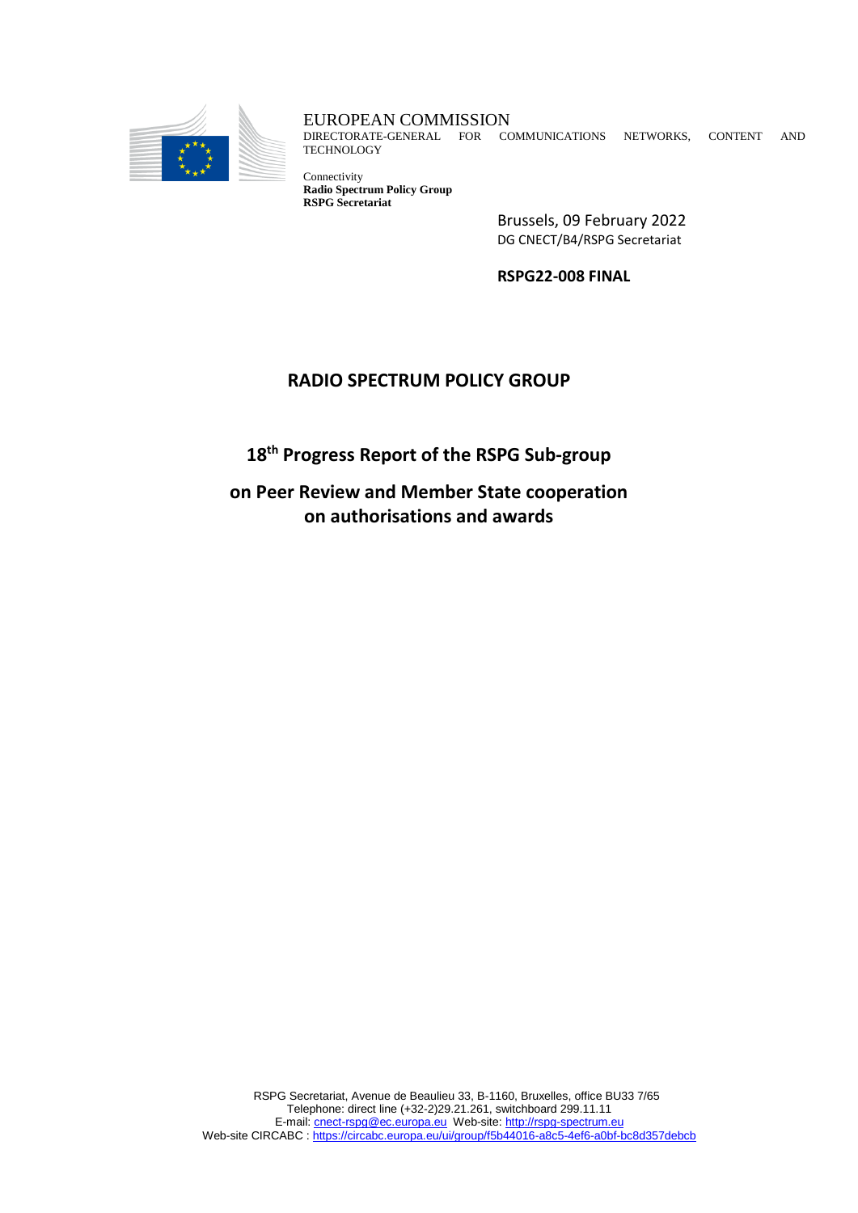EUROPEAN COMMISSION
DIRECTORATE-GENERAL FOR COMMUNICATIONS NETWORKS, CONTENT AND TECHNOLOGY

Connectivity
**Radio Spectrum Policy Group**
**RSPG Secretariat**

Brussels, 09 February 2022
DG CNECT/B4/RSPG Secretariat

**RSPG22-008 FINAL**

# RADIO SPECTRUM POLICY GROUP

## 18th Progress Report of the RSPG Sub-group

## on Peer Review and Member State cooperation on authorisations and awards

RSPG Secretariat, Avenue de Beaulieu 33, B-1160, Bruxelles, office BU33 7/65
Telephone: direct line (+32-2)29.21.261, switchboard 299.11.11
E-mail: cnect-rspg@ec.europa.eu Web-site: http://rspg-spectrum.eu
Web-site CIRCABC : https://circabc.europa.eu/ui/group/f5b44016-a8c5-4ef6-a0bf-bc8d357debcb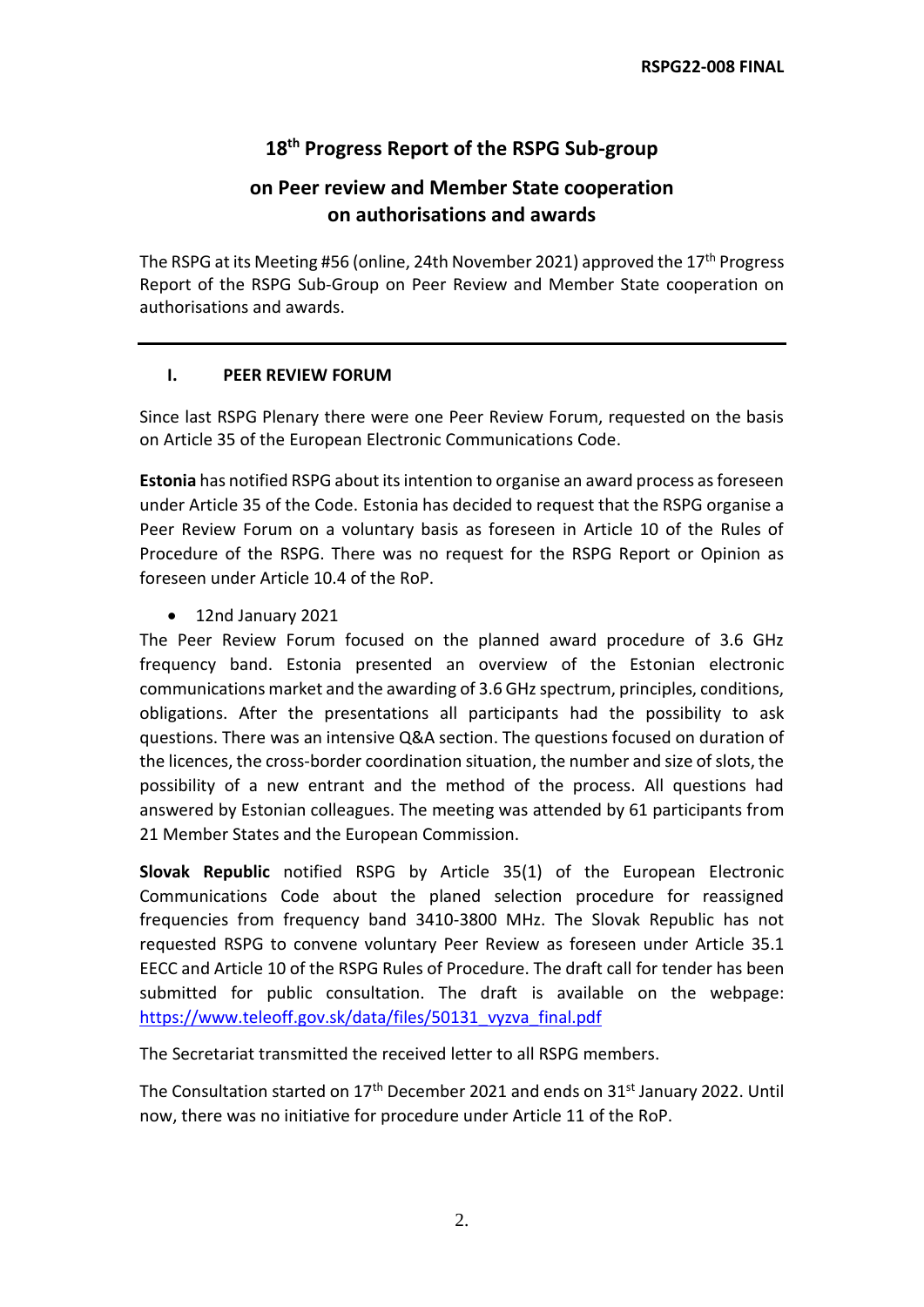**RSPG22-008 FINAL**

# 18th Progress Report of the RSPG Sub-group

## on Peer review and Member State cooperation on authorisations and awards

The RSPG at its Meeting #56 (online, 24th November 2021) approved the 17th Progress Report of the RSPG Sub-Group on Peer Review and Member State cooperation on authorisations and awards.

---

### I. PEER REVIEW FORUM

Since last RSPG Plenary there were one Peer Review Forum, requested on the basis on Article 35 of the European Electronic Communications Code.

**Estonia** has notified RSPG about its intention to organise an award process as foreseen under Article 35 of the Code. Estonia has decided to request that the RSPG organise a Peer Review Forum on a voluntary basis as foreseen in Article 10 of the Rules of Procedure of the RSPG. There was no request for the RSPG Report or Opinion as foreseen under Article 10.4 of the RoP.

- 12nd January 2021

The Peer Review Forum focused on the planned award procedure of 3.6 GHz frequency band. Estonia presented an overview of the Estonian electronic communications market and the awarding of 3.6 GHz spectrum, principles, conditions, obligations. After the presentations all participants had the possibility to ask questions. There was an intensive Q&A section. The questions focused on duration of the licences, the cross-border coordination situation, the number and size of slots, the possibility of a new entrant and the method of the process. All questions had answered by Estonian colleagues. The meeting was attended by 61 participants from 21 Member States and the European Commission.

**Slovak Republic** notified RSPG by Article 35(1) of the European Electronic Communications Code about the planed selection procedure for reassigned frequencies from frequency band 3410-3800 MHz. The Slovak Republic has not requested RSPG to convene voluntary Peer Review as foreseen under Article 35.1 EECC and Article 10 of the RSPG Rules of Procedure. The draft call for tender has been submitted for public consultation. The draft is available on the webpage: https://www.teleoff.gov.sk/data/files/50131_vyzva_final.pdf

The Secretariat transmitted the received letter to all RSPG members.

The Consultation started on 17th December 2021 and ends on 31st January 2022. Until now, there was no initiative for procedure under Article 11 of the RoP.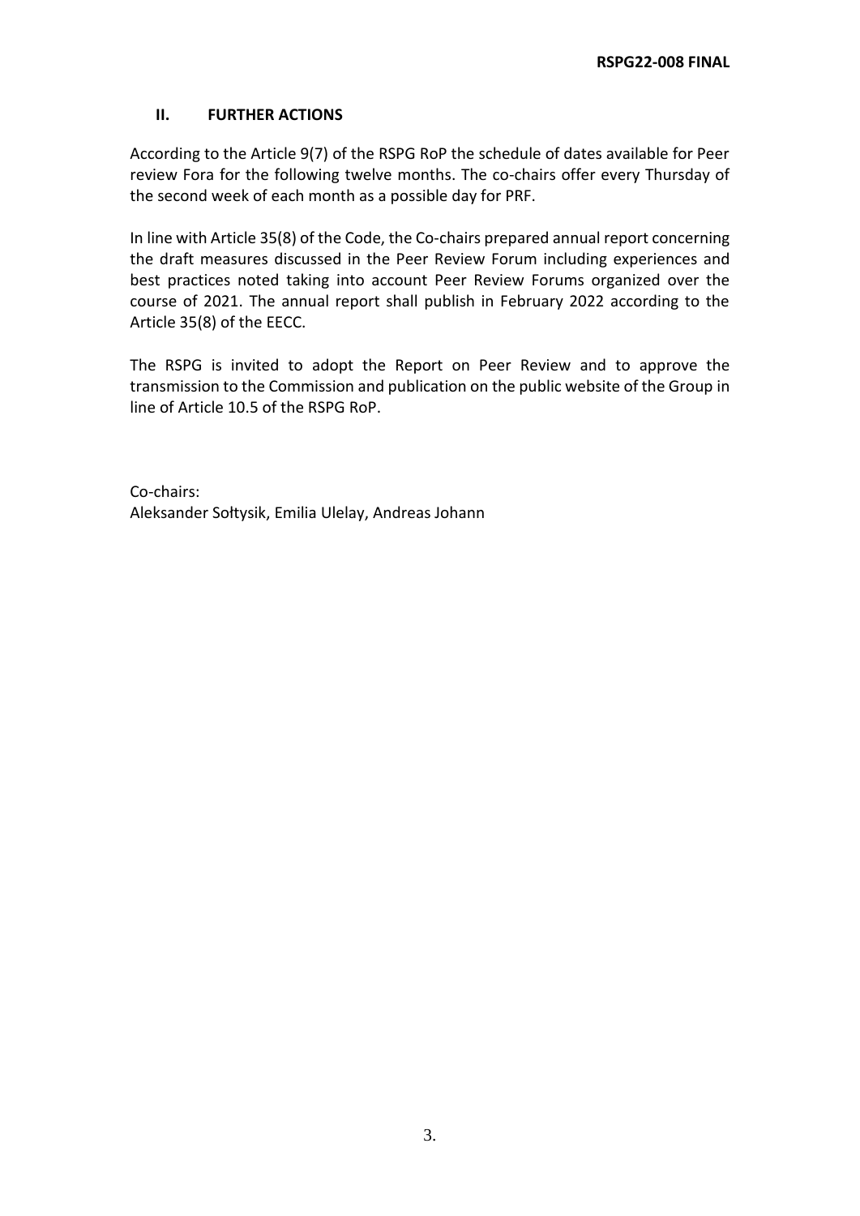## II. FURTHER ACTIONS

According to the Article 9(7) of the RSPG RoP the schedule of dates available for Peer review Fora for the following twelve months. The co-chairs offer every Thursday of the second week of each month as a possible day for PRF.

In line with Article 35(8) of the Code, the Co-chairs prepared annual report concerning the draft measures discussed in the Peer Review Forum including experiences and best practices noted taking into account Peer Review Forums organized over the course of 2021. The annual report shall publish in February 2022 according to the Article 35(8) of the EECC.

The RSPG is invited to adopt the Report on Peer Review and to approve the transmission to the Commission and publication on the public website of the Group in line of Article 10.5 of the RSPG RoP.

Co-chairs:
Aleksander Sołtysik, Emilia Ulelay, Andreas Johann